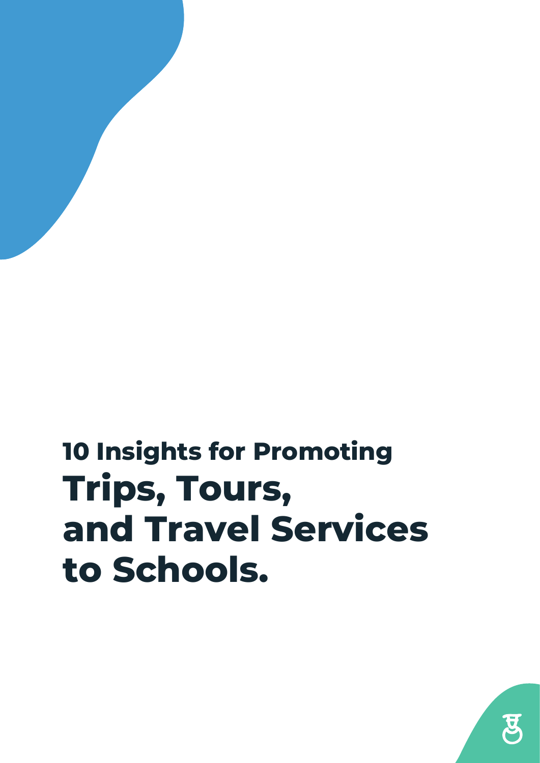# 10 Insights for Promoting Trips, Tours, and Travel Services to Schools.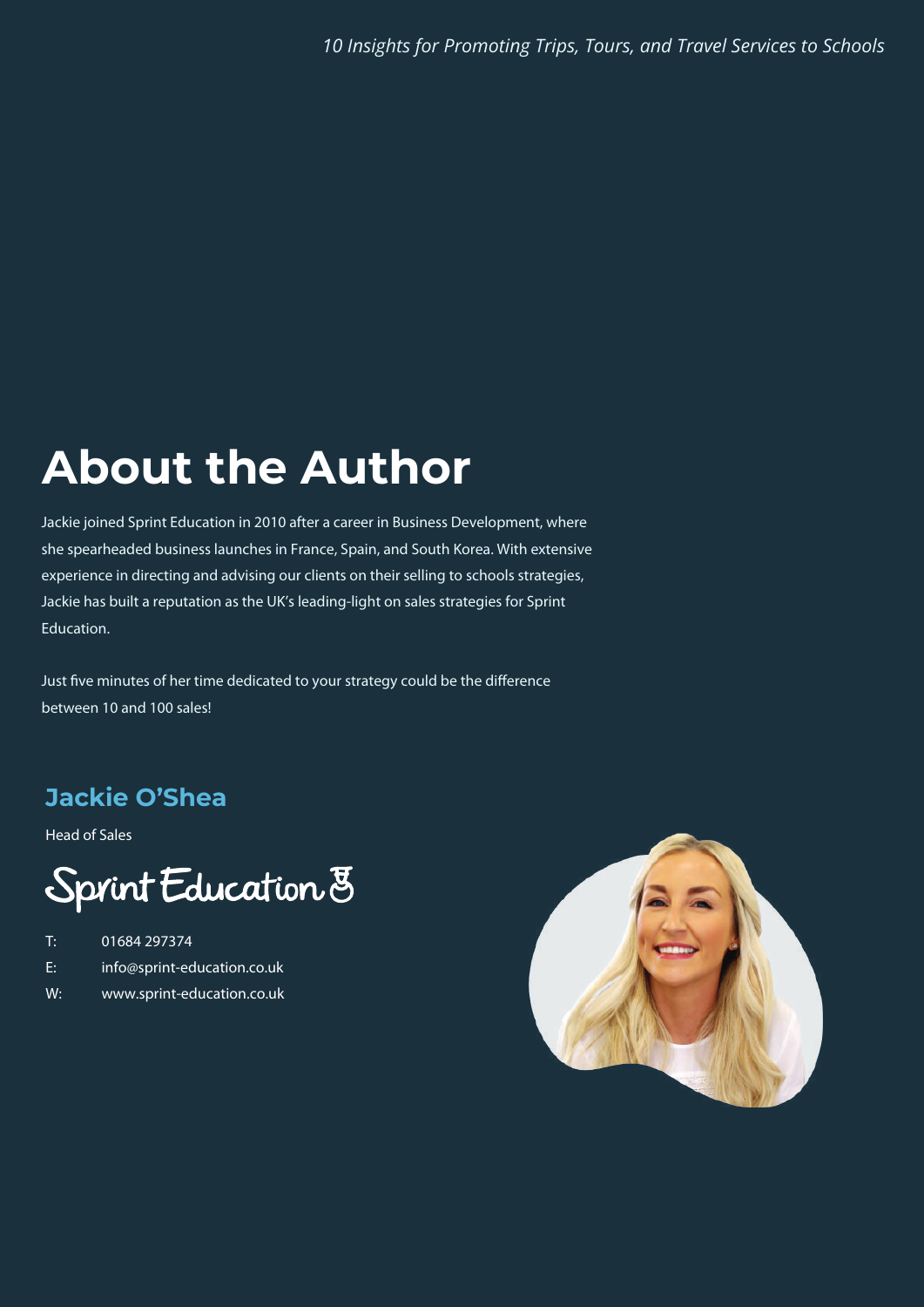# About the Author

Jackie joined Sprint Education in 2010 after a career in Business Development, where she spearheaded business launches in France, Spain, and South Korea. With extensive experience in directing and advising our clients on their selling to schools strategies, Jackie has built a reputation as the UK's leading-light on sales strategies for Sprint Education.

Just five minutes of her time dedicated to your strategy could be the difference between 10 and 100 sales!

## Jackie O'Shea

Head of Sales

Sprint Education

T: 01684 297374
E: info@sprint-education.co.uk
W: www.sprint-education.co.uk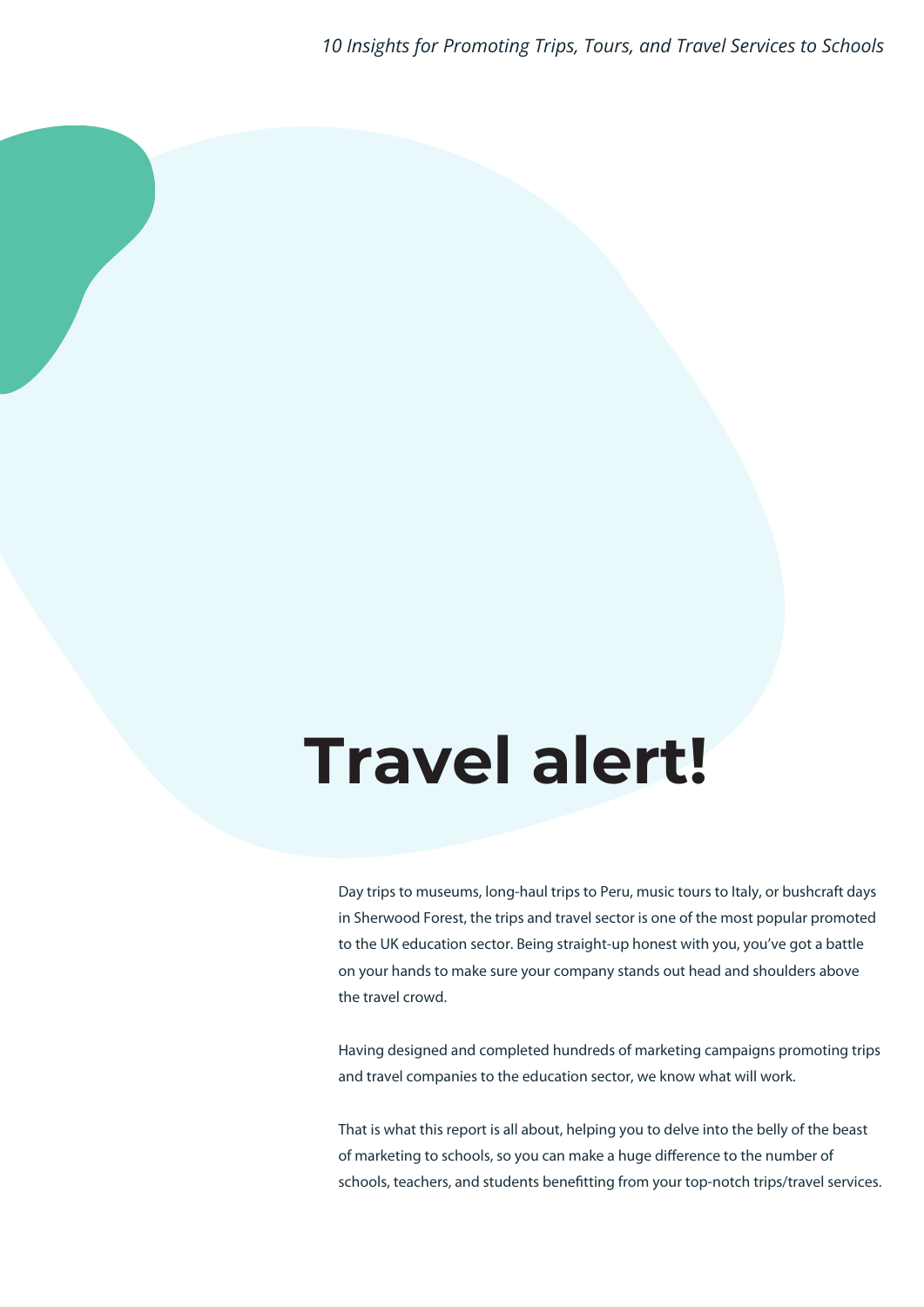# Travel alert!

Day trips to museums, long-haul trips to Peru, music tours to Italy, or bushcraft days in Sherwood Forest, the trips and travel sector is one of the most popular promoted to the UK education sector. Being straight-up honest with you, you've got a battle on your hands to make sure your company stands out head and shoulders above the travel crowd.

Having designed and completed hundreds of marketing campaigns promoting trips and travel companies to the education sector, we know what will work.

That is what this report is all about, helping you to delve into the belly of the beast of marketing to schools, so you can make a huge difference to the number of schools, teachers, and students benefitting from your top-notch trips/travel services.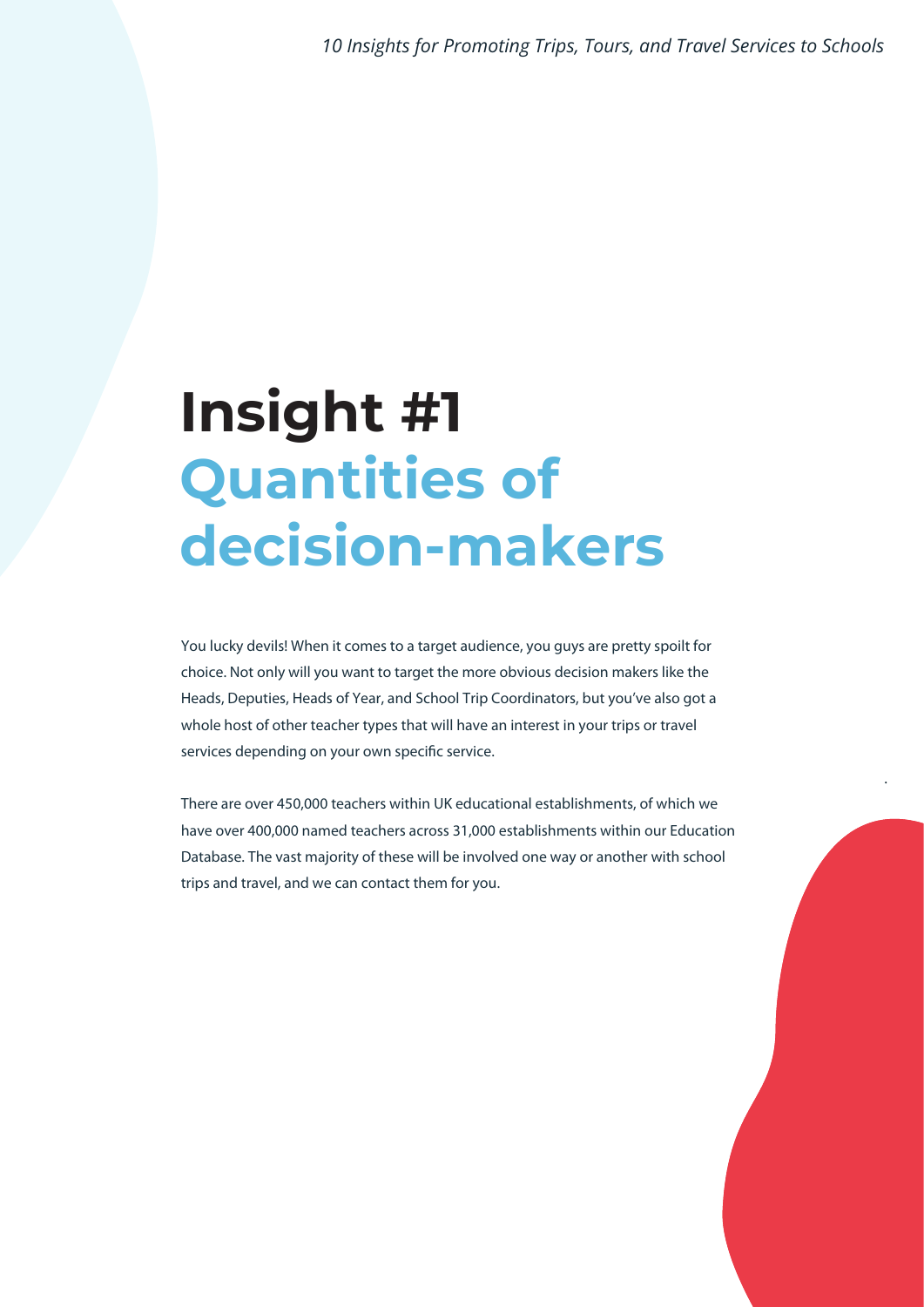# Insight #1
## Quantities of decision-makers

You lucky devils! When it comes to a target audience, you guys are pretty spoilt for choice. Not only will you want to target the more obvious decision makers like the Heads, Deputies, Heads of Year, and School Trip Coordinators, but you've also got a whole host of other teacher types that will have an interest in your trips or travel services depending on your own specific service.

There are over 450,000 teachers within UK educational establishments, of which we have over 400,000 named teachers across 31,000 establishments within our Education Database. The vast majority of these will be involved one way or another with school trips and travel, and we can contact them for you.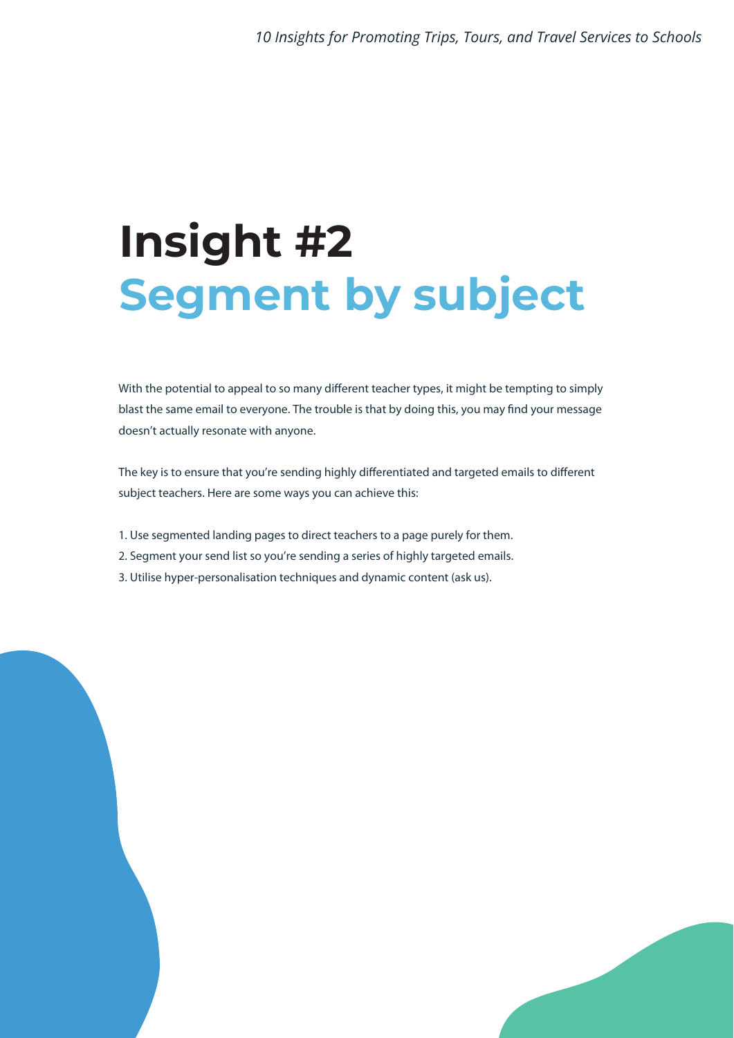# Insight #2
## Segment by subject

With the potential to appeal to so many different teacher types, it might be tempting to simply blast the same email to everyone. The trouble is that by doing this, you may find your message doesn't actually resonate with anyone.

The key is to ensure that you're sending highly differentiated and targeted emails to different subject teachers. Here are some ways you can achieve this:

1. Use segmented landing pages to direct teachers to a page purely for them.
2. Segment your send list so you're sending a series of highly targeted emails.
3. Utilise hyper-personalisation techniques and dynamic content (ask us).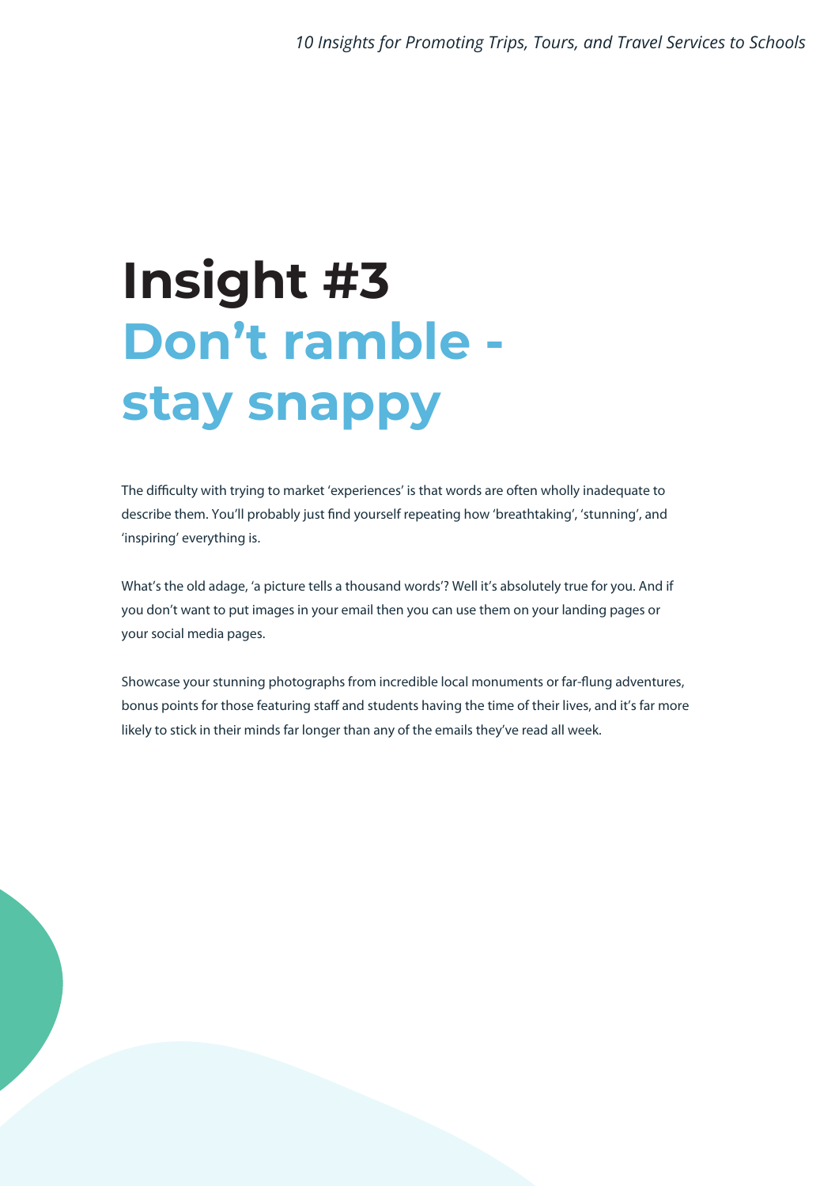# Insight #3
## Don't ramble - stay snappy

The difficulty with trying to market 'experiences' is that words are often wholly inadequate to describe them. You'll probably just find yourself repeating how 'breathtaking', 'stunning', and 'inspiring' everything is.

What's the old adage, 'a picture tells a thousand words'? Well it's absolutely true for you. And if you don't want to put images in your email then you can use them on your landing pages or your social media pages.

Showcase your stunning photographs from incredible local monuments or far-flung adventures, bonus points for those featuring staff and students having the time of their lives, and it's far more likely to stick in their minds far longer than any of the emails they've read all week.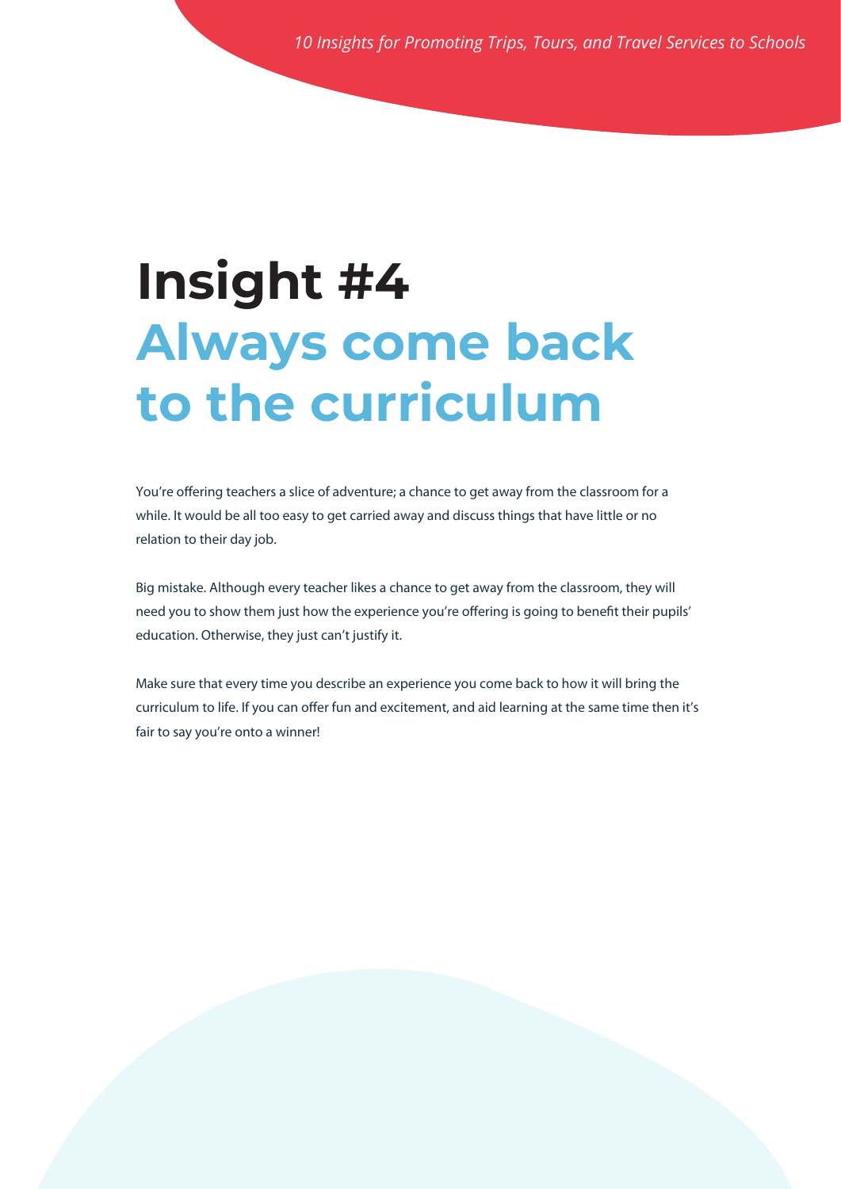# Insight #4

## Always come back to the curriculum

You're offering teachers a slice of adventure; a chance to get away from the classroom for a while. It would be all too easy to get carried away and discuss things that have little or no relation to their day job.

Big mistake. Although every teacher likes a chance to get away from the classroom, they will need you to show them just how the experience you're offering is going to benefit their pupils' education. Otherwise, they just can't justify it.

Make sure that every time you describe an experience you come back to how it will bring the curriculum to life. If you can offer fun and excitement, and aid learning at the same time then it's fair to say you're onto a winner!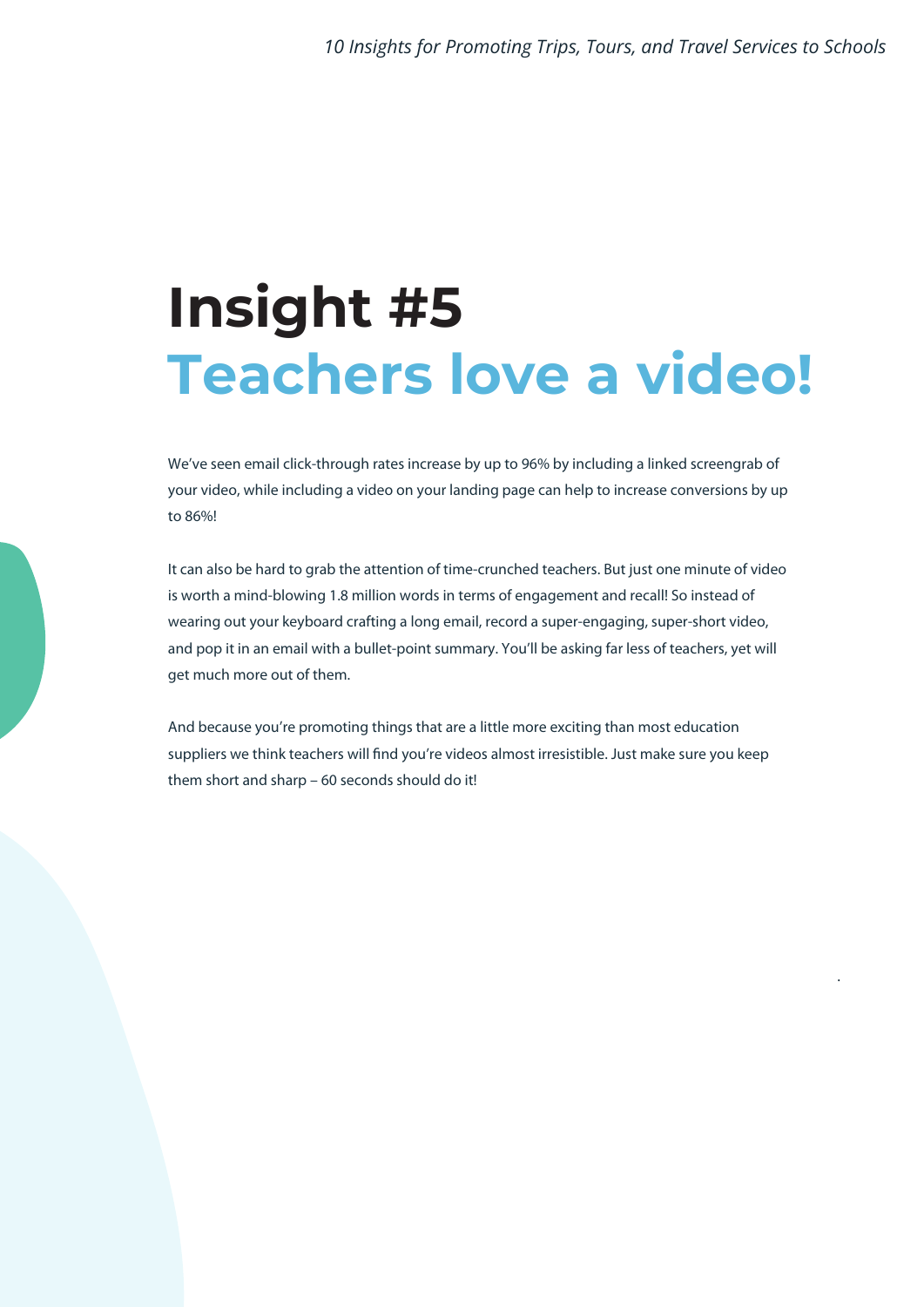# Insight #5

## Teachers love a video!

We've seen email click-through rates increase by up to 96% by including a linked screengrab of your video, while including a video on your landing page can help to increase conversions by up to 86%!

It can also be hard to grab the attention of time-crunched teachers. But just one minute of video is worth a mind-blowing 1.8 million words in terms of engagement and recall! So instead of wearing out your keyboard crafting a long email, record a super-engaging, super-short video, and pop it in an email with a bullet-point summary. You'll be asking far less of teachers, yet will get much more out of them.

And because you're promoting things that are a little more exciting than most education suppliers we think teachers will find you're videos almost irresistible. Just make sure you keep them short and sharp – 60 seconds should do it!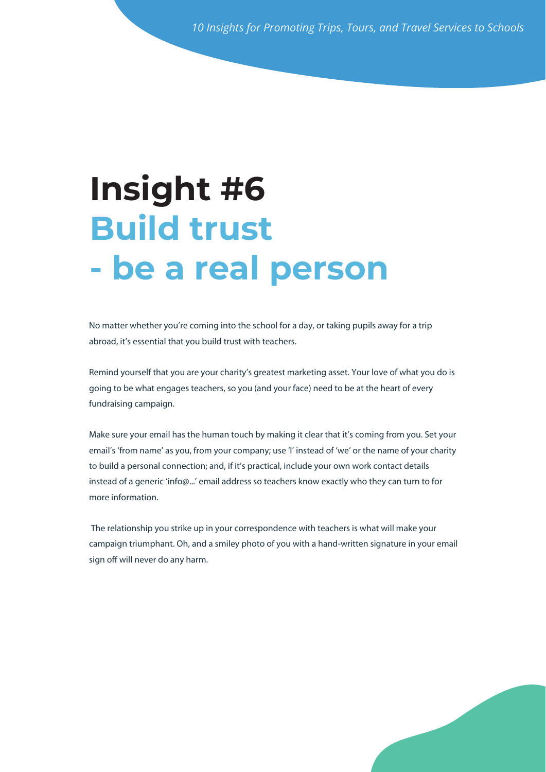# Insight #6 Build trust - be a real person

No matter whether you're coming into the school for a day, or taking pupils away for a trip abroad, it's essential that you build trust with teachers.

Remind yourself that you are your charity's greatest marketing asset. Your love of what you do is going to be what engages teachers, so you (and your face) need to be at the heart of every fundraising campaign.

Make sure your email has the human touch by making it clear that it's coming from you. Set your email's 'from name' as you, from your company; use 'I' instead of 'we' or the name of your charity to build a personal connection; and, if it's practical, include your own work contact details instead of a generic 'info@...' email address so teachers know exactly who they can turn to for more information.

The relationship you strike up in your correspondence with teachers is what will make your campaign triumphant. Oh, and a smiley photo of you with a hand-written signature in your email sign off will never do any harm.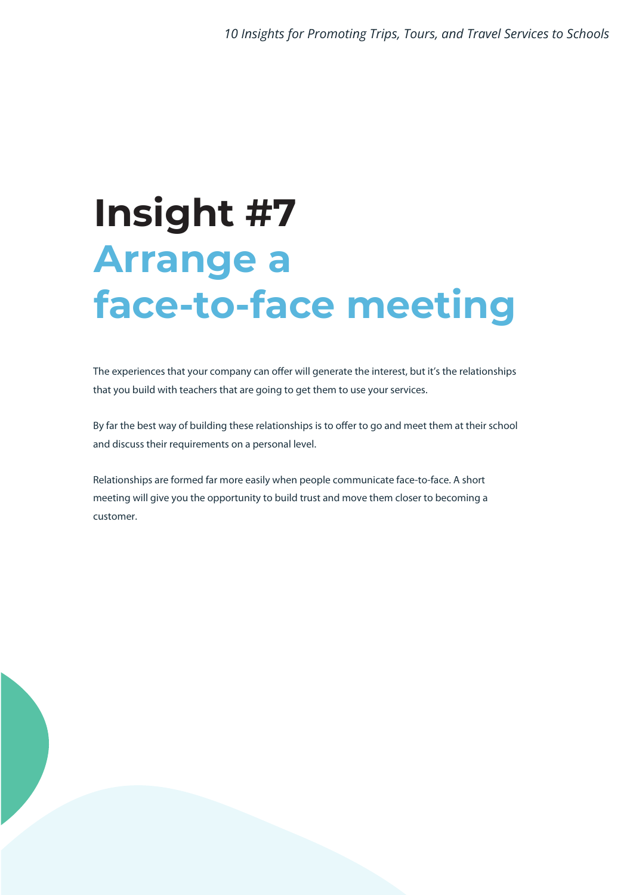# Insight #7
## Arrange a face-to-face meeting

The experiences that your company can offer will generate the interest, but it's the relationships that you build with teachers that are going to get them to use your services.

By far the best way of building these relationships is to offer to go and meet them at their school and discuss their requirements on a personal level.

Relationships are formed far more easily when people communicate face-to-face. A short meeting will give you the opportunity to build trust and move them closer to becoming a customer.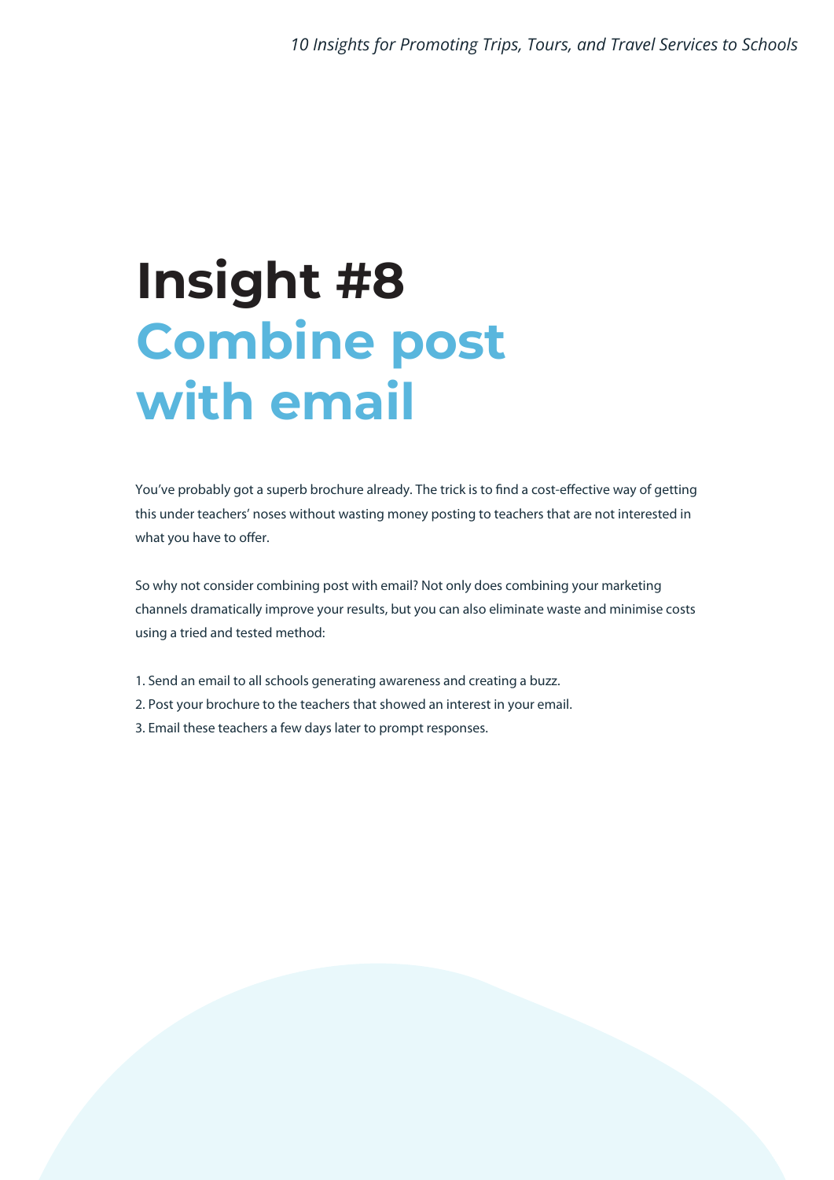# Insight #8
## Combine post with email

You've probably got a superb brochure already. The trick is to find a cost-effective way of getting this under teachers' noses without wasting money posting to teachers that are not interested in what you have to offer.

So why not consider combining post with email? Not only does combining your marketing channels dramatically improve your results, but you can also eliminate waste and minimise costs using a tried and tested method:

1. Send an email to all schools generating awareness and creating a buzz.
2. Post your brochure to the teachers that showed an interest in your email.
3. Email these teachers a few days later to prompt responses.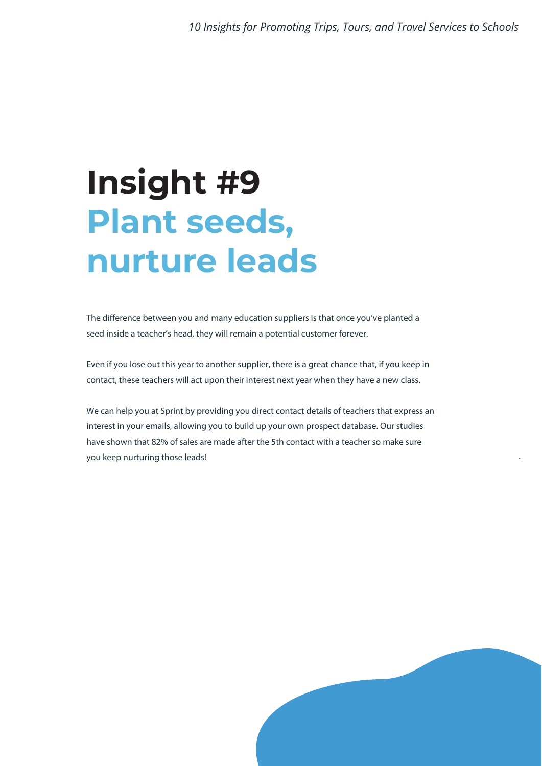# Insight #9
## Plant seeds, nurture leads

The difference between you and many education suppliers is that once you've planted a seed inside a teacher's head, they will remain a potential customer forever.

Even if you lose out this year to another supplier, there is a great chance that, if you keep in contact, these teachers will act upon their interest next year when they have a new class.

We can help you at Sprint by providing you direct contact details of teachers that express an interest in your emails, allowing you to build up your own prospect database. Our studies have shown that 82% of sales are made after the 5th contact with a teacher so make sure you keep nurturing those leads!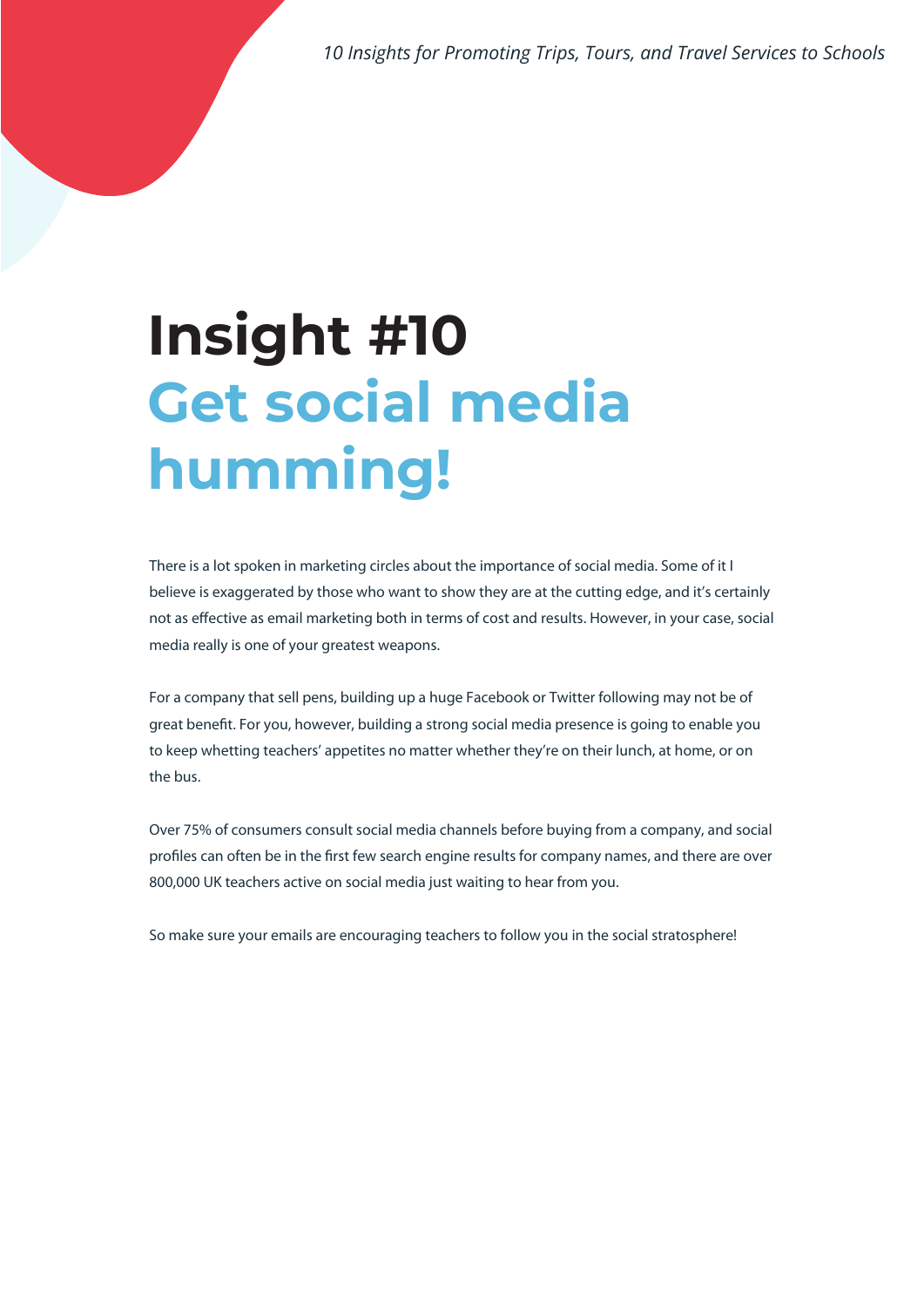# Insight #10

## Get social media humming!

There is a lot spoken in marketing circles about the importance of social media. Some of it I believe is exaggerated by those who want to show they are at the cutting edge, and it's certainly not as effective as email marketing both in terms of cost and results. However, in your case, social media really is one of your greatest weapons.

For a company that sell pens, building up a huge Facebook or Twitter following may not be of great benefit. For you, however, building a strong social media presence is going to enable you to keep whetting teachers' appetites no matter whether they're on their lunch, at home, or on the bus.

Over 75% of consumers consult social media channels before buying from a company, and social profiles can often be in the first few search engine results for company names, and there are over 800,000 UK teachers active on social media just waiting to hear from you.

So make sure your emails are encouraging teachers to follow you in the social stratosphere!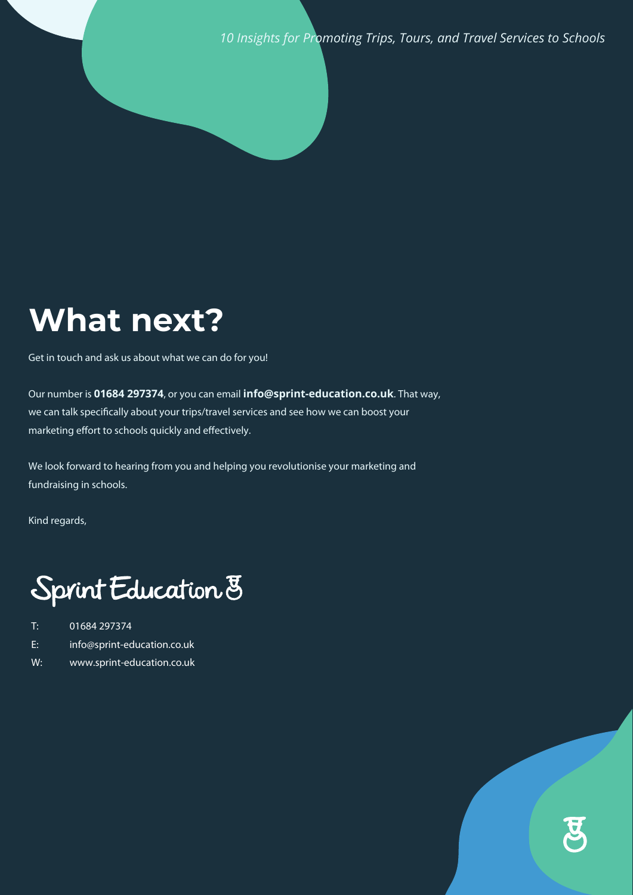# What next?

Get in touch and ask us about what we can do for you!

Our number is **01684 297374**, or you can email **info@sprint-education.co.uk**. That way, we can talk specifically about your trips/travel services and see how we can boost your marketing effort to schools quickly and effectively.

We look forward to hearing from you and helping you revolutionise your marketing and fundraising in schools.

Kind regards,

Sprint Education

T: 01684 297374

E: info@sprint-education.co.uk

W: www.sprint-education.co.uk